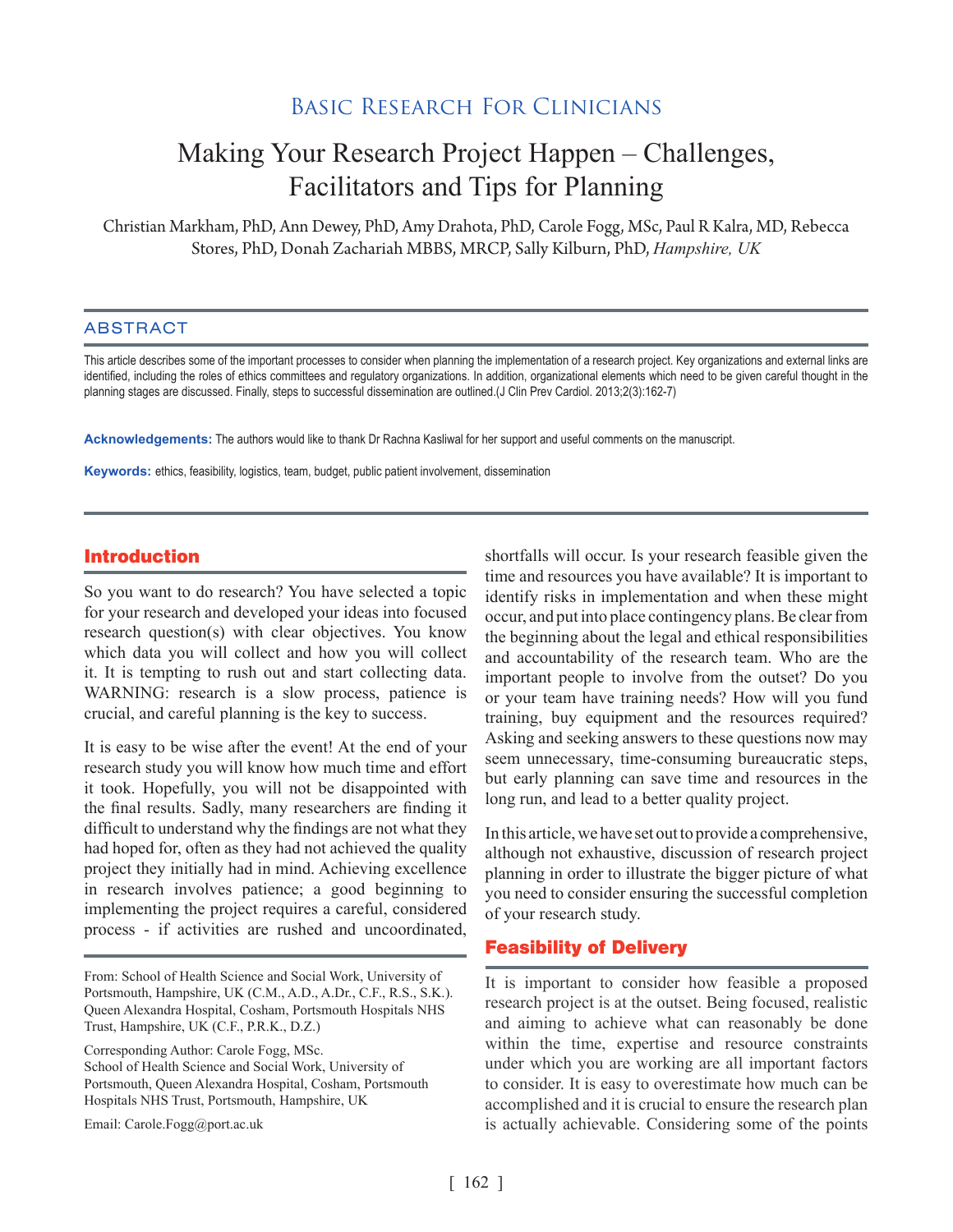Basic Research For Clinicians

# Making Your Research Project Happen – Challenges, Facilitators and Tips for Planning

Christian Markham, PhD, Ann Dewey, PhD, Amy Drahota, PhD, Carole Fogg, MSc, Paul R Kalra, MD, Rebecca Stores, PhD, Donah Zachariah MBBS, MRCP, Sally Kilburn, PhD, *Hampshire, UK*

## ABSTRACT

This article describes some of the important processes to consider when planning the implementation of a research project. Key organizations and external links are identified, including the roles of ethics committees and regulatory organizations. In addition, organizational elements which need to be given careful thought in the planning stages are discussed. Finally, steps to successful dissemination are outlined.(J Clin Prev Cardiol. 2013;2(3):162-7)

**Acknowledgements:** The authors would like to thank Dr Rachna Kasliwal for her support and useful comments on the manuscript.

**Keywords:** ethics, feasibility, logistics, team, budget, public patient involvement, dissemination

## Introduction

So you want to do research? You have selected a topic for your research and developed your ideas into focused research question(s) with clear objectives. You know which data you will collect and how you will collect it. It is tempting to rush out and start collecting data. WARNING: research is a slow process, patience is crucial, and careful planning is the key to success.

It is easy to be wise after the event! At the end of your research study you will know how much time and effort it took. Hopefully, you will not be disappointed with the final results. Sadly, many researchers are finding it difficult to understand why the findings are not what they had hoped for, often as they had not achieved the quality project they initially had in mind. Achieving excellence in research involves patience; a good beginning to implementing the project requires a careful, considered process - if activities are rushed and uncoordinated, shortfalls will occur. Is your research feasible given the time and resources you have available? It is important to identify risks in implementation and when these might occur, and put into place contingency plans. Be clear from the beginning about the legal and ethical responsibilities and accountability of the research team. Who are the important people to involve from the outset? Do you or your team have training needs? How will you fund training, buy equipment and the resources required? Asking and seeking answers to these questions now may seem unnecessary, time-consuming bureaucratic steps, but early planning can save time and resources in the long run, and lead to a better quality project.

In this article, we have set out to provide a comprehensive, although not exhaustive, discussion of research project planning in order to illustrate the bigger picture of what you need to consider ensuring the successful completion of your research study.

From: School of Health Science and Social Work, University of Portsmouth, Hampshire, UK (C.M., A.D., A.Dr., C.F., R.S., S.K.). Queen Alexandra Hospital, Cosham, Portsmouth Hospitals NHS Trust, Hampshire, UK (C.F., P.R.K., D.Z.)

Corresponding Author: Carole Fogg, MSc.
School of Health Science and Social Work, University of Portsmouth, Queen Alexandra Hospital, Cosham, Portsmouth Hospitals NHS Trust, Portsmouth, Hampshire, UK

Email: Carole.Fogg@port.ac.uk

## Feasibility of Delivery

It is important to consider how feasible a proposed research project is at the outset. Being focused, realistic and aiming to achieve what can reasonably be done within the time, expertise and resource constraints under which you are working are all important factors to consider. It is easy to overestimate how much can be accomplished and it is crucial to ensure the research plan is actually achievable. Considering some of the points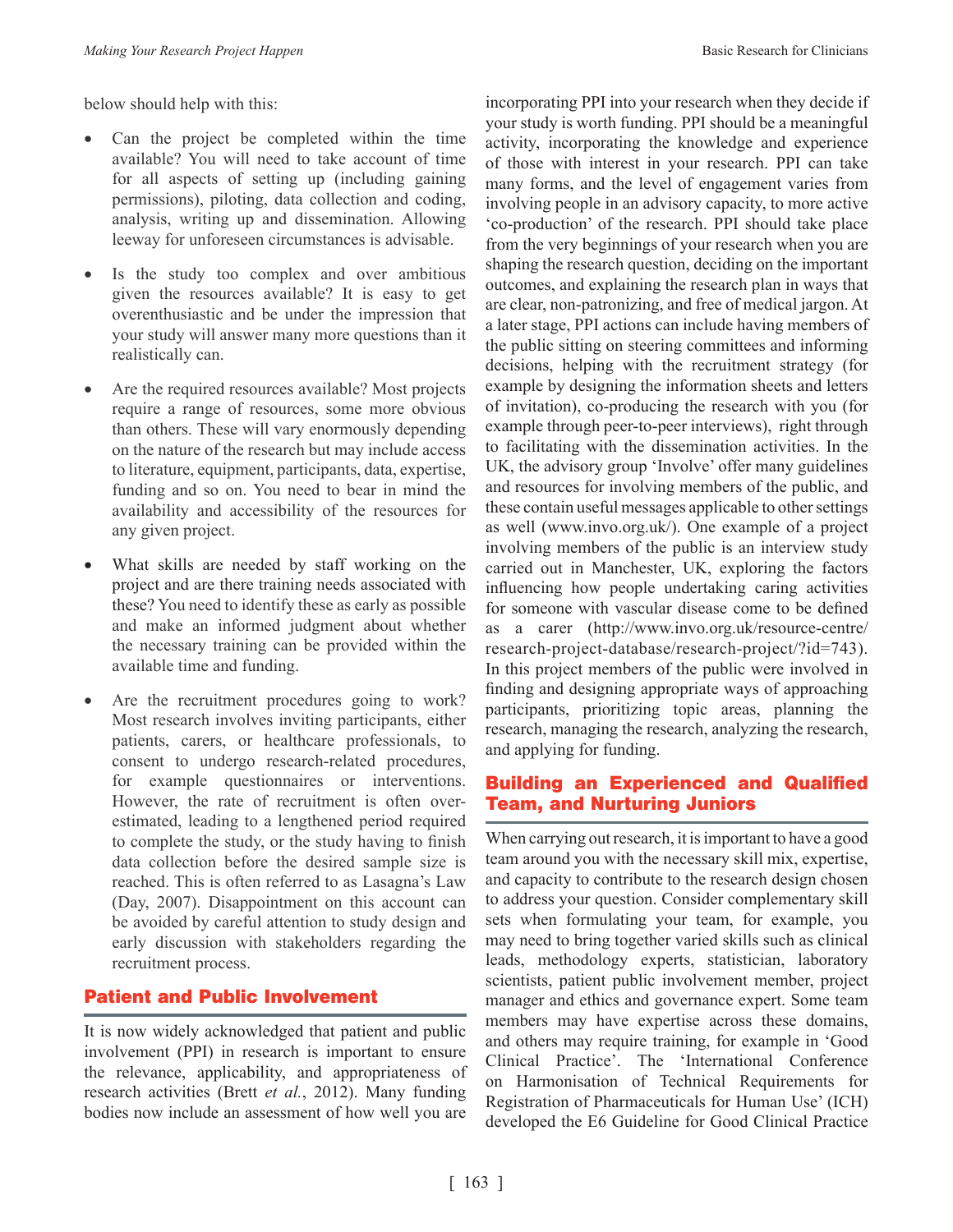below should help with this:

- Can the project be completed within the time available? You will need to take account of time for all aspects of setting up (including gaining permissions), piloting, data collection and coding, analysis, writing up and dissemination. Allowing leeway for unforeseen circumstances is advisable.
- Is the study too complex and over ambitious given the resources available? It is easy to get overenthusiastic and be under the impression that your study will answer many more questions than it realistically can.
- Are the required resources available? Most projects require a range of resources, some more obvious than others. These will vary enormously depending on the nature of the research but may include access to literature, equipment, participants, data, expertise, funding and so on. You need to bear in mind the availability and accessibility of the resources for any given project.
- What skills are needed by staff working on the project and are there training needs associated with these? You need to identify these as early as possible and make an informed judgment about whether the necessary training can be provided within the available time and funding.
- Are the recruitment procedures going to work? Most research involves inviting participants, either patients, carers, or healthcare professionals, to consent to undergo research-related procedures, for example questionnaires or interventions. However, the rate of recruitment is often over-estimated, leading to a lengthened period required to complete the study, or the study having to finish data collection before the desired sample size is reached. This is often referred to as Lasagna's Law (Day, 2007). Disappointment on this account can be avoided by careful attention to study design and early discussion with stakeholders regarding the recruitment process.

## Patient and Public Involvement

It is now widely acknowledged that patient and public involvement (PPI) in research is important to ensure the relevance, applicability, and appropriateness of research activities (Brett *et al.*, 2012). Many funding bodies now include an assessment of how well you are incorporating PPI into your research when they decide if your study is worth funding. PPI should be a meaningful activity, incorporating the knowledge and experience of those with interest in your research. PPI can take many forms, and the level of engagement varies from involving people in an advisory capacity, to more active 'co-production' of the research. PPI should take place from the very beginnings of your research when you are shaping the research question, deciding on the important outcomes, and explaining the research plan in ways that are clear, non-patronizing, and free of medical jargon. At a later stage, PPI actions can include having members of the public sitting on steering committees and informing decisions, helping with the recruitment strategy (for example by designing the information sheets and letters of invitation), co-producing the research with you (for example through peer-to-peer interviews), right through to facilitating with the dissemination activities. In the UK, the advisory group 'Involve' offer many guidelines and resources for involving members of the public, and these contain useful messages applicable to other settings as well (www.invo.org.uk/). One example of a project involving members of the public is an interview study carried out in Manchester, UK, exploring the factors influencing how people undertaking caring activities for someone with vascular disease come to be defined as a carer (http://www.invo.org.uk/resource-centre/research-project-database/research-project/?id=743). In this project members of the public were involved in finding and designing appropriate ways of approaching participants, prioritizing topic areas, planning the research, managing the research, analyzing the research, and applying for funding.

## Building an Experienced and Qualified Team, and Nurturing Juniors

When carrying out research, it is important to have a good team around you with the necessary skill mix, expertise, and capacity to contribute to the research design chosen to address your question. Consider complementary skill sets when formulating your team, for example, you may need to bring together varied skills such as clinical leads, methodology experts, statistician, laboratory scientists, patient public involvement member, project manager and ethics and governance expert. Some team members may have expertise across these domains, and others may require training, for example in 'Good Clinical Practice'. The 'International Conference on Harmonisation of Technical Requirements for Registration of Pharmaceuticals for Human Use' (ICH) developed the E6 Guideline for Good Clinical Practice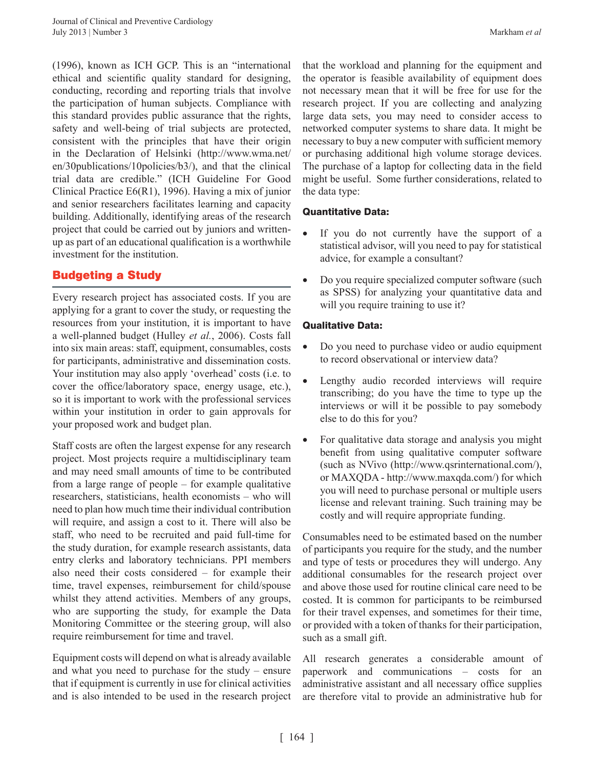(1996), known as ICH GCP. This is an "international ethical and scientific quality standard for designing, conducting, recording and reporting trials that involve the participation of human subjects. Compliance with this standard provides public assurance that the rights, safety and well-being of trial subjects are protected, consistent with the principles that have their origin in the Declaration of Helsinki (http://www.wma.net/en/30publications/10policies/b3/), and that the clinical trial data are credible." (ICH Guideline For Good Clinical Practice E6(R1), 1996). Having a mix of junior and senior researchers facilitates learning and capacity building. Additionally, identifying areas of the research project that could be carried out by juniors and written-up as part of an educational qualification is a worthwhile investment for the institution.

## Budgeting a Study

Every research project has associated costs. If you are applying for a grant to cover the study, or requesting the resources from your institution, it is important to have a well-planned budget (Hulley *et al.*, 2006). Costs fall into six main areas: staff, equipment, consumables, costs for participants, administrative and dissemination costs. Your institution may also apply 'overhead' costs (i.e. to cover the office/laboratory space, energy usage, etc.), so it is important to work with the professional services within your institution in order to gain approvals for your proposed work and budget plan.

Staff costs are often the largest expense for any research project. Most projects require a multidisciplinary team and may need small amounts of time to be contributed from a large range of people – for example qualitative researchers, statisticians, health economists – who will need to plan how much time their individual contribution will require, and assign a cost to it. There will also be staff, who need to be recruited and paid full-time for the study duration, for example research assistants, data entry clerks and laboratory technicians. PPI members also need their costs considered – for example their time, travel expenses, reimbursement for child/spouse whilst they attend activities. Members of any groups, who are supporting the study, for example the Data Monitoring Committee or the steering group, will also require reimbursement for time and travel.

Equipment costs will depend on what is already available and what you need to purchase for the study – ensure that if equipment is currently in use for clinical activities and is also intended to be used in the research project that the workload and planning for the equipment and the operator is feasible availability of equipment does not necessary mean that it will be free for use for the research project. If you are collecting and analyzing large data sets, you may need to consider access to networked computer systems to share data. It might be necessary to buy a new computer with sufficient memory or purchasing additional high volume storage devices. The purchase of a laptop for collecting data in the field might be useful. Some further considerations, related to the data type:

#### Quantitative Data:

- If you do not currently have the support of a statistical advisor, will you need to pay for statistical advice, for example a consultant?
- Do you require specialized computer software (such as SPSS) for analyzing your quantitative data and will you require training to use it?

#### Qualitative Data:

- Do you need to purchase video or audio equipment to record observational or interview data?
- Lengthy audio recorded interviews will require transcribing; do you have the time to type up the interviews or will it be possible to pay somebody else to do this for you?
- For qualitative data storage and analysis you might benefit from using qualitative computer software (such as NVivo (http://www.qsrinternational.com/), or MAXQDA - http://www.maxqda.com/) for which you will need to purchase personal or multiple users license and relevant training. Such training may be costly and will require appropriate funding.

Consumables need to be estimated based on the number of participants you require for the study, and the number and type of tests or procedures they will undergo. Any additional consumables for the research project over and above those used for routine clinical care need to be costed. It is common for participants to be reimbursed for their travel expenses, and sometimes for their time, or provided with a token of thanks for their participation, such as a small gift.

All research generates a considerable amount of paperwork and communications – costs for an administrative assistant and all necessary office supplies are therefore vital to provide an administrative hub for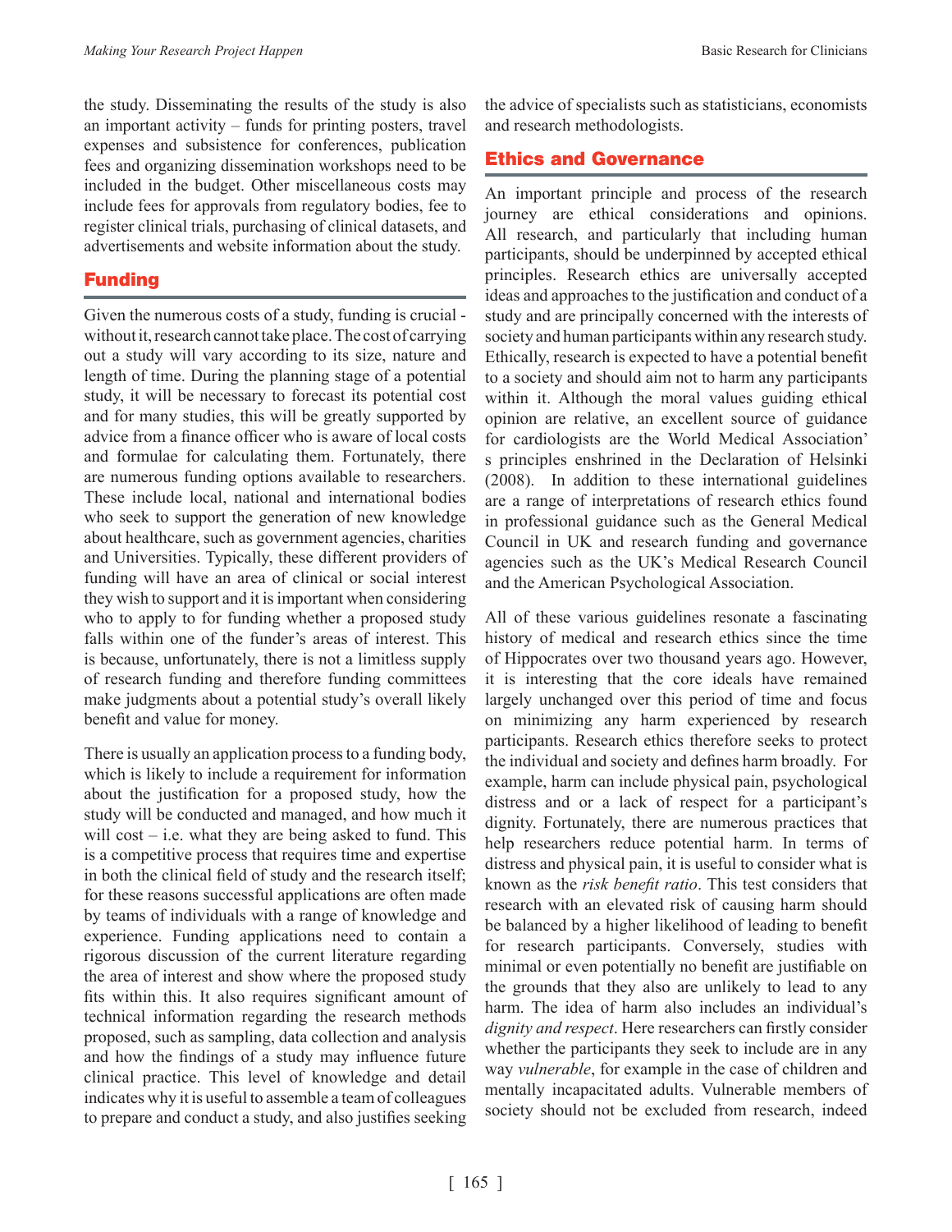the study. Disseminating the results of the study is also an important activity – funds for printing posters, travel expenses and subsistence for conferences, publication fees and organizing dissemination workshops need to be included in the budget. Other miscellaneous costs may include fees for approvals from regulatory bodies, fee to register clinical trials, purchasing of clinical datasets, and advertisements and website information about the study.

## Funding

Given the numerous costs of a study, funding is crucial - without it, research cannot take place. The cost of carrying out a study will vary according to its size, nature and length of time. During the planning stage of a potential study, it will be necessary to forecast its potential cost and for many studies, this will be greatly supported by advice from a finance officer who is aware of local costs and formulae for calculating them. Fortunately, there are numerous funding options available to researchers. These include local, national and international bodies who seek to support the generation of new knowledge about healthcare, such as government agencies, charities and Universities. Typically, these different providers of funding will have an area of clinical or social interest they wish to support and it is important when considering who to apply to for funding whether a proposed study falls within one of the funder's areas of interest. This is because, unfortunately, there is not a limitless supply of research funding and therefore funding committees make judgments about a potential study's overall likely benefit and value for money.

There is usually an application process to a funding body, which is likely to include a requirement for information about the justification for a proposed study, how the study will be conducted and managed, and how much it will cost – i.e. what they are being asked to fund. This is a competitive process that requires time and expertise in both the clinical field of study and the research itself; for these reasons successful applications are often made by teams of individuals with a range of knowledge and experience. Funding applications need to contain a rigorous discussion of the current literature regarding the area of interest and show where the proposed study fits within this. It also requires significant amount of technical information regarding the research methods proposed, such as sampling, data collection and analysis and how the findings of a study may influence future clinical practice. This level of knowledge and detail indicates why it is useful to assemble a team of colleagues to prepare and conduct a study, and also justifies seeking the advice of specialists such as statisticians, economists and research methodologists.

## Ethics and Governance

An important principle and process of the research journey are ethical considerations and opinions. All research, and particularly that including human participants, should be underpinned by accepted ethical principles. Research ethics are universally accepted ideas and approaches to the justification and conduct of a study and are principally concerned with the interests of society and human participants within any research study. Ethically, research is expected to have a potential benefit to a society and should aim not to harm any participants within it. Although the moral values guiding ethical opinion are relative, an excellent source of guidance for cardiologists are the World Medical Association' s principles enshrined in the Declaration of Helsinki (2008). In addition to these international guidelines are a range of interpretations of research ethics found in professional guidance such as the General Medical Council in UK and research funding and governance agencies such as the UK's Medical Research Council and the American Psychological Association.

All of these various guidelines resonate a fascinating history of medical and research ethics since the time of Hippocrates over two thousand years ago. However, it is interesting that the core ideals have remained largely unchanged over this period of time and focus on minimizing any harm experienced by research participants. Research ethics therefore seeks to protect the individual and society and defines harm broadly. For example, harm can include physical pain, psychological distress and or a lack of respect for a participant's dignity. Fortunately, there are numerous practices that help researchers reduce potential harm. In terms of distress and physical pain, it is useful to consider what is known as the *risk benefit ratio*. This test considers that research with an elevated risk of causing harm should be balanced by a higher likelihood of leading to benefit for research participants. Conversely, studies with minimal or even potentially no benefit are justifiable on the grounds that they also are unlikely to lead to any harm. The idea of harm also includes an individual's *dignity and respect*. Here researchers can firstly consider whether the participants they seek to include are in any way *vulnerable*, for example in the case of children and mentally incapacitated adults. Vulnerable members of society should not be excluded from research, indeed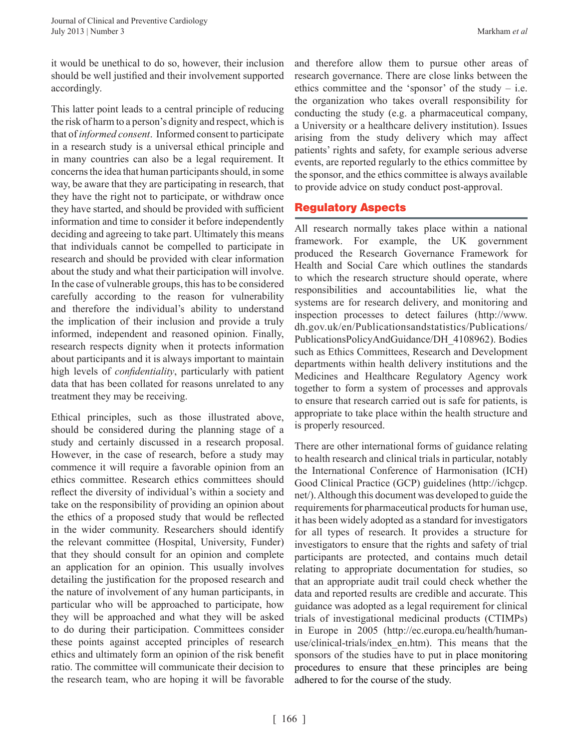it would be unethical to do so, however, their inclusion should be well justified and their involvement supported accordingly.

This latter point leads to a central principle of reducing the risk of harm to a person's dignity and respect, which is that of *informed consent*. Informed consent to participate in a research study is a universal ethical principle and in many countries can also be a legal requirement. It concerns the idea that human participants should, in some way, be aware that they are participating in research, that they have the right not to participate, or withdraw once they have started, and should be provided with sufficient information and time to consider it before independently deciding and agreeing to take part. Ultimately this means that individuals cannot be compelled to participate in research and should be provided with clear information about the study and what their participation will involve. In the case of vulnerable groups, this has to be considered carefully according to the reason for vulnerability and therefore the individual's ability to understand the implication of their inclusion and provide a truly informed, independent and reasoned opinion. Finally, research respects dignity when it protects information about participants and it is always important to maintain high levels of *confidentiality*, particularly with patient data that has been collated for reasons unrelated to any treatment they may be receiving.

Ethical principles, such as those illustrated above, should be considered during the planning stage of a study and certainly discussed in a research proposal. However, in the case of research, before a study may commence it will require a favorable opinion from an ethics committee. Research ethics committees should reflect the diversity of individual's within a society and take on the responsibility of providing an opinion about the ethics of a proposed study that would be reflected in the wider community. Researchers should identify the relevant committee (Hospital, University, Funder) that they should consult for an opinion and complete an application for an opinion. This usually involves detailing the justification for the proposed research and the nature of involvement of any human participants, in particular who will be approached to participate, how they will be approached and what they will be asked to do during their participation. Committees consider these points against accepted principles of research ethics and ultimately form an opinion of the risk benefit ratio. The committee will communicate their decision to the research team, who are hoping it will be favorable and therefore allow them to pursue other areas of research governance. There are close links between the ethics committee and the 'sponsor' of the study – i.e. the organization who takes overall responsibility for conducting the study (e.g. a pharmaceutical company, a University or a healthcare delivery institution). Issues arising from the study delivery which may affect patients' rights and safety, for example serious adverse events, are reported regularly to the ethics committee by the sponsor, and the ethics committee is always available to provide advice on study conduct post-approval.

## Regulatory Aspects

All research normally takes place within a national framework. For example, the UK government produced the Research Governance Framework for Health and Social Care which outlines the standards to which the research structure should operate, where responsibilities and accountabilities lie, what the systems are for research delivery, and monitoring and inspection processes to detect failures (http://www.dh.gov.uk/en/Publicationsandstatistics/Publications/PublicationsPolicyAndGuidance/DH_4108962). Bodies such as Ethics Committees, Research and Development departments within health delivery institutions and the Medicines and Healthcare Regulatory Agency work together to form a system of processes and approvals to ensure that research carried out is safe for patients, is appropriate to take place within the health structure and is properly resourced.

There are other international forms of guidance relating to health research and clinical trials in particular, notably the International Conference of Harmonisation (ICH) Good Clinical Practice (GCP) guidelines (http://ichgcp.net/). Although this document was developed to guide the requirements for pharmaceutical products for human use, it has been widely adopted as a standard for investigators for all types of research. It provides a structure for investigators to ensure that the rights and safety of trial participants are protected, and contains much detail relating to appropriate documentation for studies, so that an appropriate audit trail could check whether the data and reported results are credible and accurate. This guidance was adopted as a legal requirement for clinical trials of investigational medicinal products (CTIMPs) in Europe in 2005 (http://ec.europa.eu/health/human-use/clinical-trials/index_en.htm). This means that the sponsors of the studies have to put in place monitoring procedures to ensure that these principles are being adhered to for the course of the study.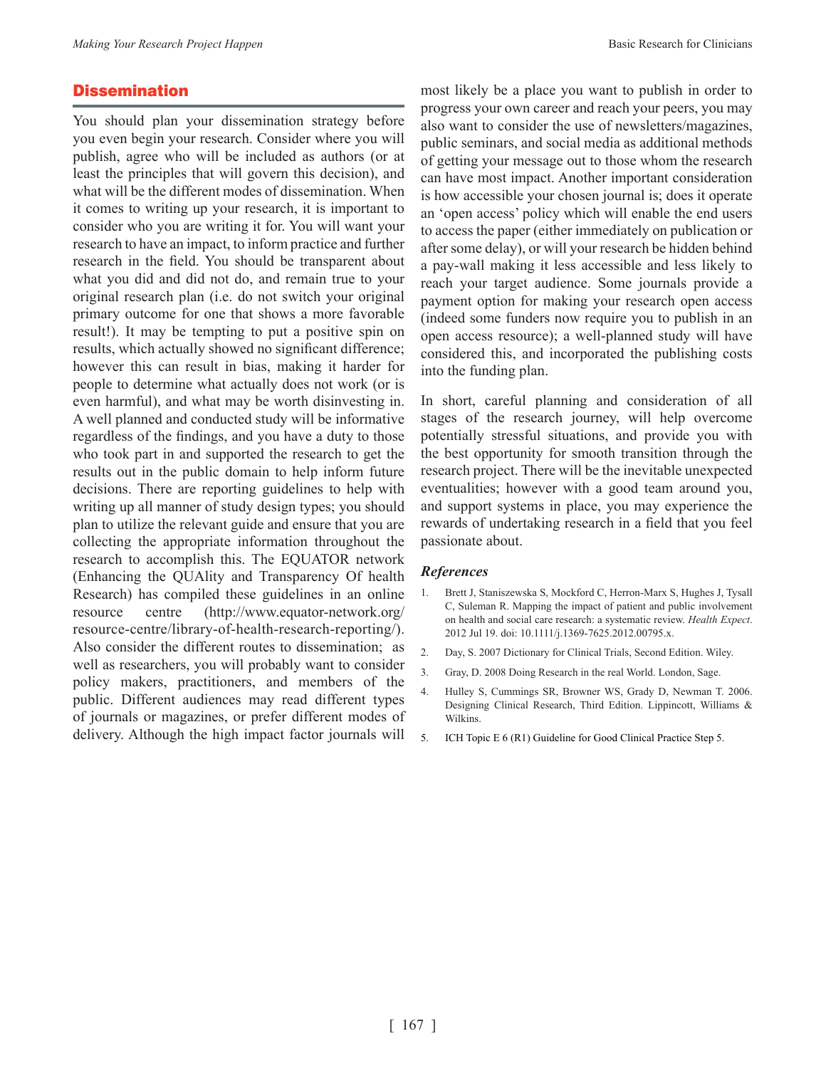## Dissemination

You should plan your dissemination strategy before you even begin your research. Consider where you will publish, agree who will be included as authors (or at least the principles that will govern this decision), and what will be the different modes of dissemination. When it comes to writing up your research, it is important to consider who you are writing it for. You will want your research to have an impact, to inform practice and further research in the field. You should be transparent about what you did and did not do, and remain true to your original research plan (i.e. do not switch your original primary outcome for one that shows a more favorable result!). It may be tempting to put a positive spin on results, which actually showed no significant difference; however this can result in bias, making it harder for people to determine what actually does not work (or is even harmful), and what may be worth disinvesting in. A well planned and conducted study will be informative regardless of the findings, and you have a duty to those who took part in and supported the research to get the results out in the public domain to help inform future decisions. There are reporting guidelines to help with writing up all manner of study design types; you should plan to utilize the relevant guide and ensure that you are collecting the appropriate information throughout the research to accomplish this. The EQUATOR network (Enhancing the QUAlity and Transparency Of health Research) has compiled these guidelines in an online resource centre (http://www.equator-network.org/resource-centre/library-of-health-research-reporting/). Also consider the different routes to dissemination; as well as researchers, you will probably want to consider policy makers, practitioners, and members of the public. Different audiences may read different types of journals or magazines, or prefer different modes of delivery. Although the high impact factor journals will most likely be a place you want to publish in order to progress your own career and reach your peers, you may also want to consider the use of newsletters/magazines, public seminars, and social media as additional methods of getting your message out to those whom the research can have most impact. Another important consideration is how accessible your chosen journal is; does it operate an 'open access' policy which will enable the end users to access the paper (either immediately on publication or after some delay), or will your research be hidden behind a pay-wall making it less accessible and less likely to reach your target audience. Some journals provide a payment option for making your research open access (indeed some funders now require you to publish in an open access resource); a well-planned study will have considered this, and incorporated the publishing costs into the funding plan.

In short, careful planning and consideration of all stages of the research journey, will help overcome potentially stressful situations, and provide you with the best opportunity for smooth transition through the research project. There will be the inevitable unexpected eventualities; however with a good team around you, and support systems in place, you may experience the rewards of undertaking research in a field that you feel passionate about.

### *References*

1. Brett J, Staniszewska S, Mockford C, Herron-Marx S, Hughes J, Tysall C, Suleman R. Mapping the impact of patient and public involvement on health and social care research: a systematic review. *Health Expect*. 2012 Jul 19. doi: 10.1111/j.1369-7625.2012.00795.x.
2. Day, S. 2007 Dictionary for Clinical Trials, Second Edition. Wiley.
3. Gray, D. 2008 Doing Research in the real World. London, Sage.
4. Hulley S, Cummings SR, Browner WS, Grady D, Newman T. 2006. Designing Clinical Research, Third Edition. Lippincott, Williams & Wilkins.
5. ICH Topic E 6 (R1) Guideline for Good Clinical Practice Step 5.